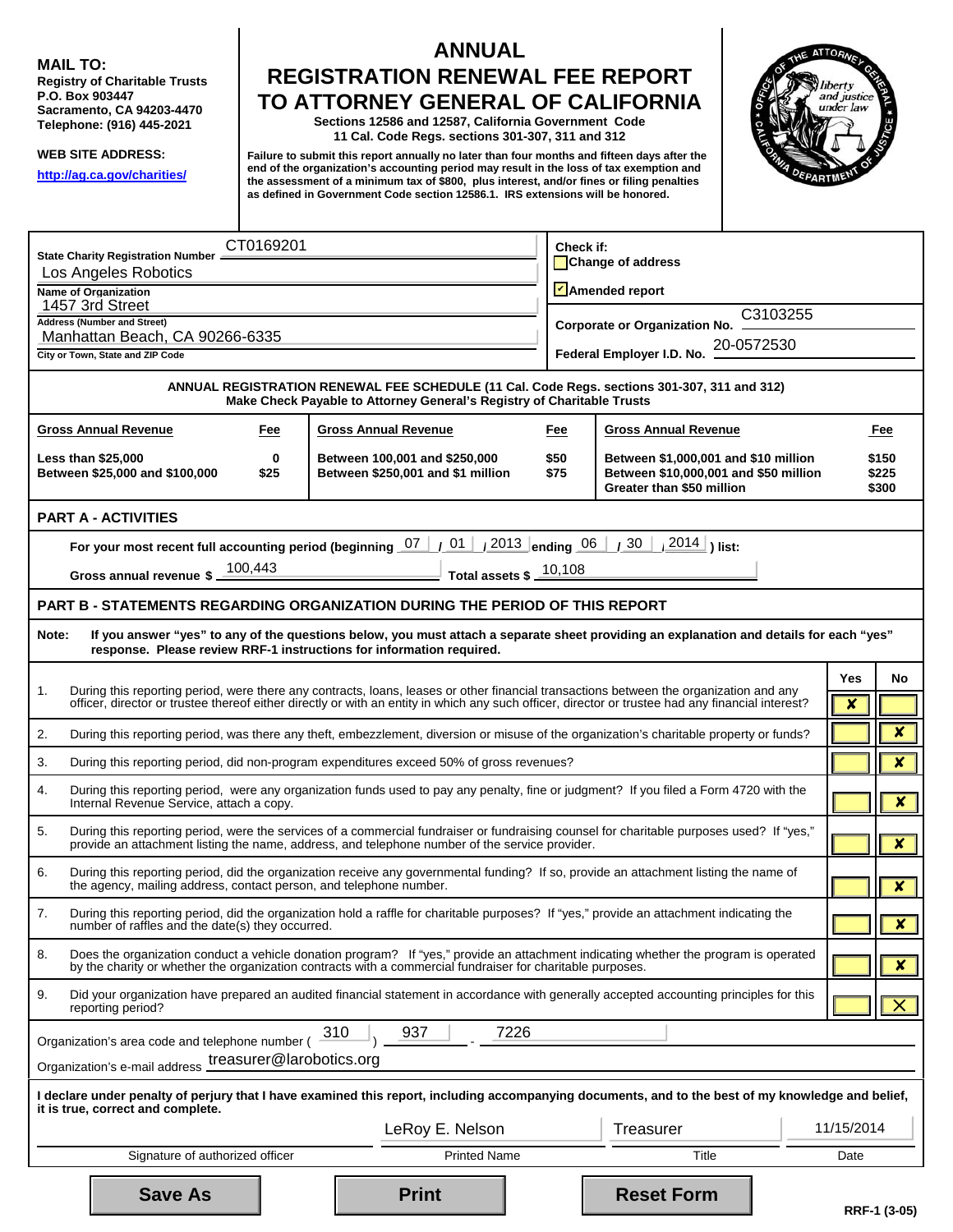**MAIL TO:**
**Registry of Charitable Trusts**
**P.O. Box 903447**
**Sacramento, CA 94203-4470**
**Telephone: (916) 445-2021**

**WEB SITE ADDRESS:**

http://ag.ca.gov/charities/

# ANNUAL REGISTRATION RENEWAL FEE REPORT TO ATTORNEY GENERAL OF CALIFORNIA

**Sections 12586 and 12587, California Government Code**
**11 Cal. Code Regs. sections 301-307, 311 and 312**

**Failure to submit this report annually no later than four months and fifteen days after the end of the organization's accounting period may result in the loss of tax exemption and the assessment of a minimum tax of $800, plus interest, and/or fines or filing penalties as defined in Government Code section 12586.1. IRS extensions will be honored.**

**State Charity Registration Number** CT0169201

Los Angeles Robotics
**Name of Organization**

1457 3rd Street
**Address (Number and Street)**

Manhattan Beach, CA 90266-6335
**City or Town, State and ZIP Code**

**Check if:**
- [ ] Change of address
- [x] Amended report

**Corporate or Organization No.** C3103255

**Federal Employer I.D. No.** 20-0572530

**ANNUAL REGISTRATION RENEWAL FEE SCHEDULE (11 Cal. Code Regs. sections 301-307, 311 and 312)**
**Make Check Payable to Attorney General's Registry of Charitable Trusts**

| Gross Annual Revenue | Fee | Gross Annual Revenue | Fee | Gross Annual Revenue | Fee |
|---|---|---|---|---|---|
| Less than $25,000 | 0 | Between 100,001 and $250,000 | $50 | Between $1,000,001 and $10 million | $150 |
| Between $25,000 and $100,000 | $25 | Between $250,001 and $1 million | $75 | Between $10,000,001 and $50 million | $225 |
| | | | | Greater than $50 million | $300 |

## PART A - ACTIVITIES

For your most recent full accounting period (beginning 07 / 01 / 2013 ending 06 / 30 / 2014 ) list:

Gross annual revenue $ 100,443    Total assets $ 10,108

## PART B - STATEMENTS REGARDING ORGANIZATION DURING THE PERIOD OF THIS REPORT

**Note: If you answer "yes" to any of the questions below, you must attach a separate sheet providing an explanation and details for each "yes" response. Please review RRF-1 instructions for information required.**

| | | Yes | No |
|---|---|---|---|
| 1. | During this reporting period, were there any contracts, loans, leases or other financial transactions between the organization and any officer, director or trustee thereof either directly or with an entity in which any such officer, director or trustee had any financial interest? | X | |
| 2. | During this reporting period, was there any theft, embezzlement, diversion or misuse of the organization's charitable property or funds? | | X |
| 3. | During this reporting period, did non-program expenditures exceed 50% of gross revenues? | | X |
| 4. | During this reporting period, were any organization funds used to pay any penalty, fine or judgment? If you filed a Form 4720 with the Internal Revenue Service, attach a copy. | | X |
| 5. | During this reporting period, were the services of a commercial fundraiser or fundraising counsel for charitable purposes used? If "yes," provide an attachment listing the name, address, and telephone number of the service provider. | | X |
| 6. | During this reporting period, did the organization receive any governmental funding? If so, provide an attachment listing the name of the agency, mailing address, contact person, and telephone number. | | X |
| 7. | During this reporting period, did the organization hold a raffle for charitable purposes? If "yes," provide an attachment indicating the number of raffles and the date(s) they occurred. | | X |
| 8. | Does the organization conduct a vehicle donation program? If "yes," provide an attachment indicating whether the program is operated by the charity or whether the organization contracts with a commercial fundraiser for charitable purposes. | | X |
| 9. | Did your organization have prepared an audited financial statement in accordance with generally accepted accounting principles for this reporting period? | | X |

Organization's area code and telephone number ( 310 ) 937 - 7226

Organization's e-mail address treasurer@larobotics.org

**I declare under penalty of perjury that I have examined this report, including accompanying documents, and to the best of my knowledge and belief, it is true, correct and complete.**

| Signature of authorized officer | Printed Name | Title | Date |
|---|---|---|---|
| | LeRoy E. Nelson | Treasurer | 11/15/2014 |

RRF-1 (3-05)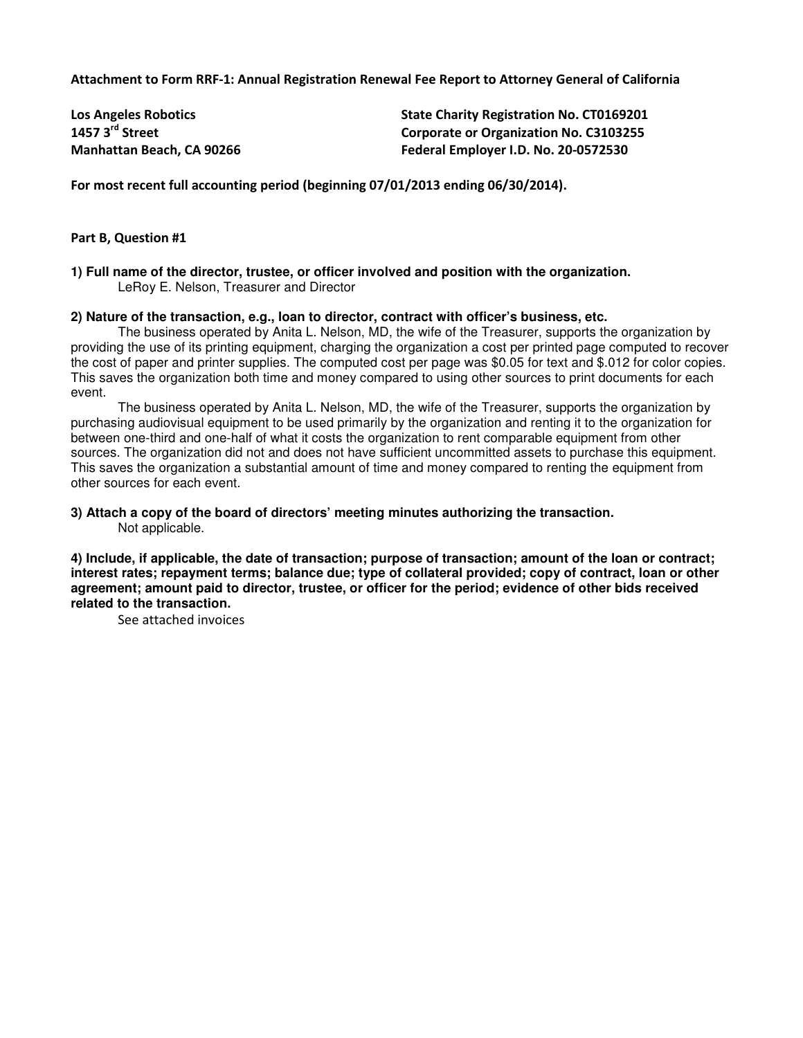**Attachment to Form RRF-1: Annual Registration Renewal Fee Report to Attorney General of California**

**Los Angeles Robotics**
**1457 3rd Street**
**Manhattan Beach, CA 90266**

**State Charity Registration No. CT0169201**
**Corporate or Organization No. C3103255**
**Federal Employer I.D. No. 20-0572530**

**For most recent full accounting period (beginning 07/01/2013 ending 06/30/2014).**

**Part B, Question #1**

**1) Full name of the director, trustee, or officer involved and position with the organization.**

LeRoy E. Nelson, Treasurer and Director

**2) Nature of the transaction, e.g., loan to director, contract with officer's business, etc.**

The business operated by Anita L. Nelson, MD, the wife of the Treasurer, supports the organization by providing the use of its printing equipment, charging the organization a cost per printed page computed to recover the cost of paper and printer supplies. The computed cost per page was $0.05 for text and $.012 for color copies. This saves the organization both time and money compared to using other sources to print documents for each event.

The business operated by Anita L. Nelson, MD, the wife of the Treasurer, supports the organization by purchasing audiovisual equipment to be used primarily by the organization and renting it to the organization for between one-third and one-half of what it costs the organization to rent comparable equipment from other sources. The organization did not and does not have sufficient uncommitted assets to purchase this equipment. This saves the organization a substantial amount of time and money compared to renting the equipment from other sources for each event.

**3) Attach a copy of the board of directors' meeting minutes authorizing the transaction.**

Not applicable.

**4) Include, if applicable, the date of transaction; purpose of transaction; amount of the loan or contract; interest rates; repayment terms; balance due; type of collateral provided; copy of contract, loan or other agreement; amount paid to director, trustee, or officer for the period; evidence of other bids received related to the transaction.**

See attached invoices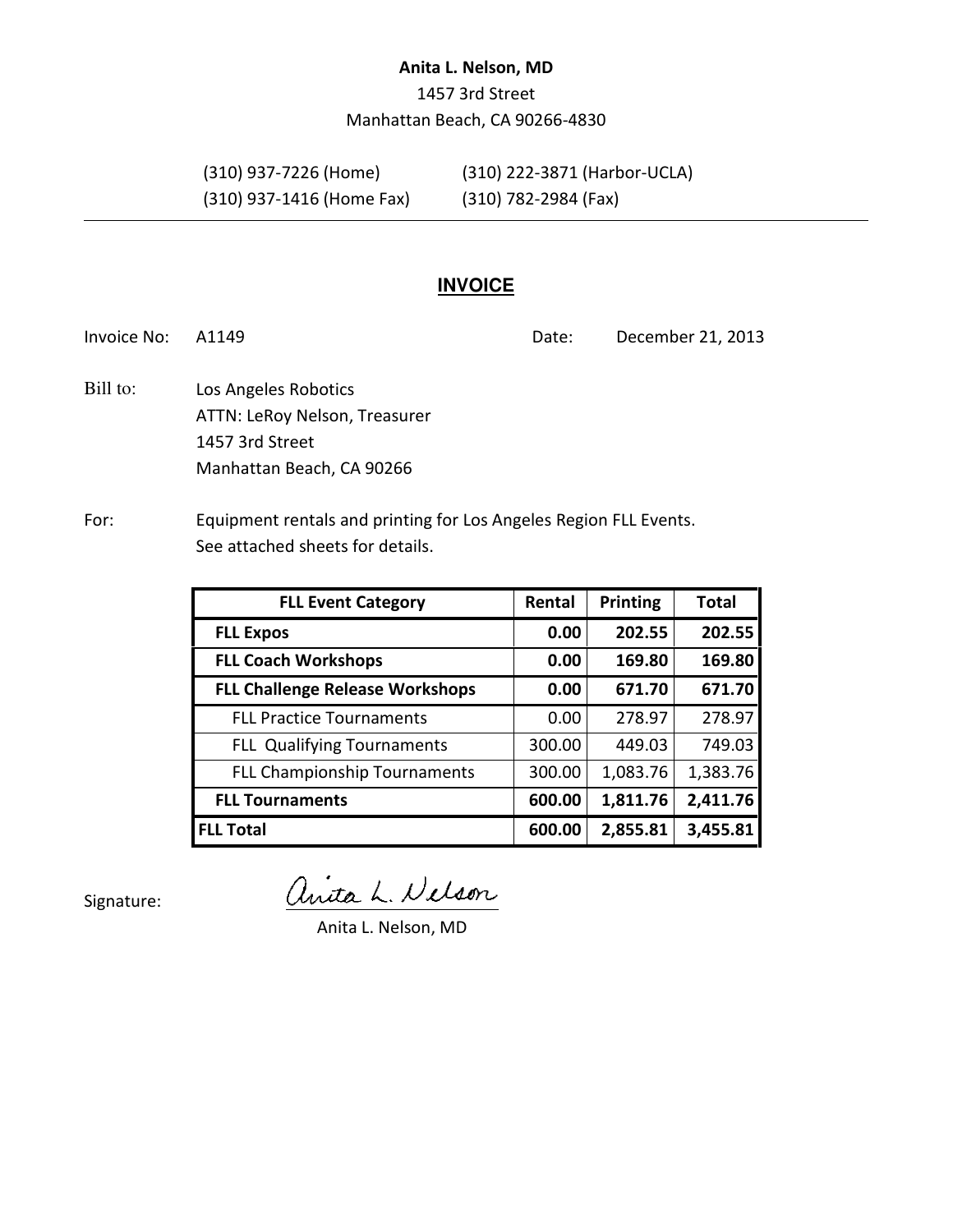**Anita L. Nelson, MD**

1457 3rd Street

Manhattan Beach, CA 90266-4830

(310) 937-7226 (Home)    (310) 222-3871 (Harbor-UCLA)

(310) 937-1416 (Home Fax)    (310) 782-2984 (Fax)

---

## INVOICE

Invoice No: A1149    Date: December 21, 2013

Bill to: Los Angeles Robotics
ATTN: LeRoy Nelson, Treasurer
1457 3rd Street
Manhattan Beach, CA 90266

For: Equipment rentals and printing for Los Angeles Region FLL Events.
See attached sheets for details.

| FLL Event Category | Rental | Printing | Total |
|---|---|---|---|
| **FLL Expos** | **0.00** | **202.55** | **202.55** |
| **FLL Coach Workshops** | **0.00** | **169.80** | **169.80** |
| **FLL Challenge Release Workshops** | **0.00** | **671.70** | **671.70** |
| FLL Practice Tournaments | 0.00 | 278.97 | 278.97 |
| FLL Qualifying Tournaments | 300.00 | 449.03 | 749.03 |
| FLL Championship Tournaments | 300.00 | 1,083.76 | 1,383.76 |
| **FLL Tournaments** | **600.00** | **1,811.76** | **2,411.76** |
| **FLL Total** | **600.00** | **2,855.81** | **3,455.81** |

Signature: *Anita L. Nelson*

Anita L. Nelson, MD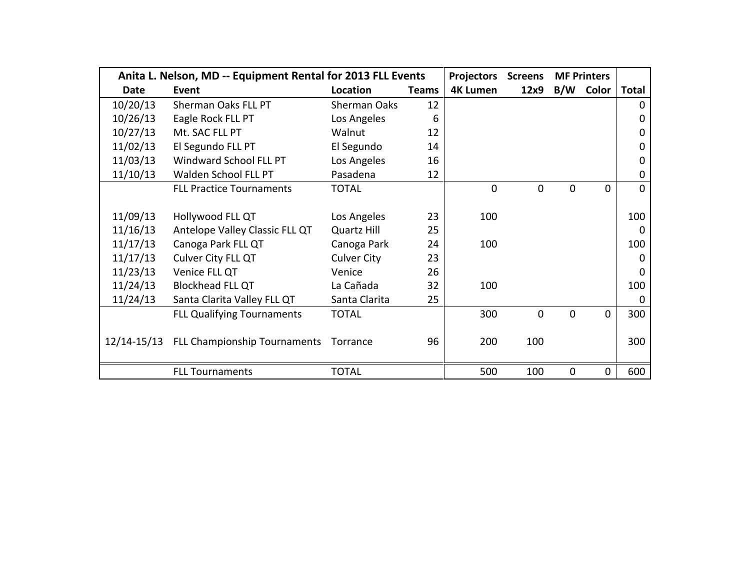| Anita L. Nelson, MD -- Equipment Rental for 2013 FLL Events | | | | Projectors | Screens | MF Printers | | |
|---|---|---|---|---|---|---|---|---|
| Date | Event | Location | Teams | 4K Lumen | 12x9 | B/W | Color | Total |
| 10/20/13 | Sherman Oaks FLL PT | Sherman Oaks | 12 | | | | | 0 |
| 10/26/13 | Eagle Rock FLL PT | Los Angeles | 6 | | | | | 0 |
| 10/27/13 | Mt. SAC FLL PT | Walnut | 12 | | | | | 0 |
| 11/02/13 | El Segundo FLL PT | El Segundo | 14 | | | | | 0 |
| 11/03/13 | Windward School FLL PT | Los Angeles | 16 | | | | | 0 |
| 11/10/13 | Walden School FLL PT | Pasadena | 12 | | | | | 0 |
| | FLL Practice Tournaments | TOTAL | | 0 | 0 | 0 | 0 | 0 |
| 11/09/13 | Hollywood FLL QT | Los Angeles | 23 | 100 | | | | 100 |
| 11/16/13 | Antelope Valley Classic FLL QT | Quartz Hill | 25 | | | | | 0 |
| 11/17/13 | Canoga Park FLL QT | Canoga Park | 24 | 100 | | | | 100 |
| 11/17/13 | Culver City FLL QT | Culver City | 23 | | | | | 0 |
| 11/23/13 | Venice FLL QT | Venice | 26 | | | | | 0 |
| 11/24/13 | Blockhead FLL QT | La Cañada | 32 | 100 | | | | 100 |
| 11/24/13 | Santa Clarita Valley FLL QT | Santa Clarita | 25 | | | | | 0 |
| | FLL Qualifying Tournaments | TOTAL | | 300 | 0 | 0 | 0 | 300 |
| 12/14-15/13 | FLL Championship Tournaments | Torrance | 96 | 200 | 100 | | | 300 |
| | FLL Tournaments | TOTAL | | 500 | 100 | 0 | 0 | 600 |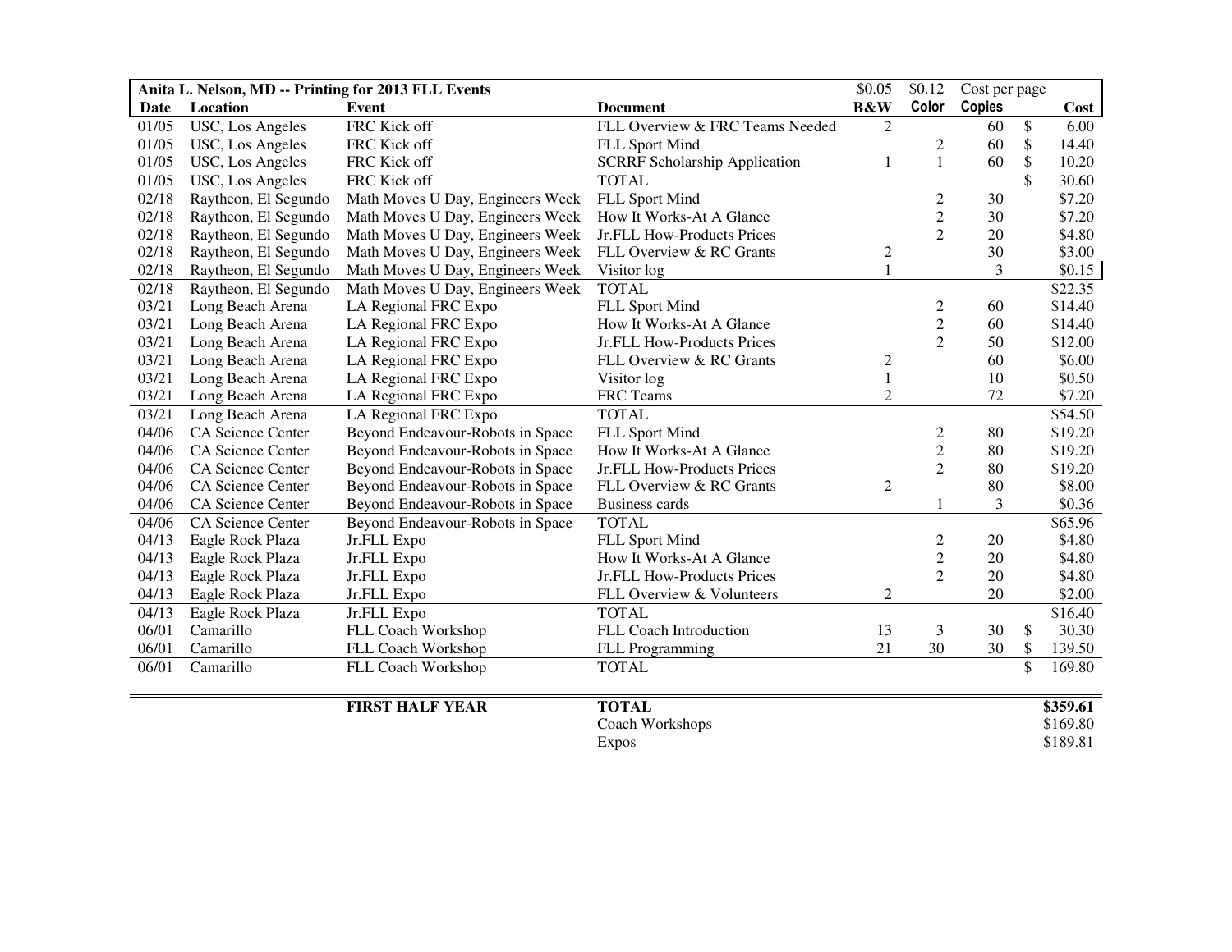| Anita L. Nelson, MD -- Printing for 2013 FLL Events | | | | $0.05 | $0.12 | Cost per page | |
|---|---|---|---|---|---|---|---|
| **Date** | **Location** | **Event** | **Document** | **B&W** | **Color** | **Copies** | **Cost** |
| 01/05 | USC, Los Angeles | FRC Kick off | FLL Overview & FRC Teams Needed | 2 | | 60 | $ 6.00 |
| 01/05 | USC, Los Angeles | FRC Kick off | FLL Sport Mind | | 2 | 60 | $ 14.40 |
| 01/05 | USC, Los Angeles | FRC Kick off | SCRRF Scholarship Application | 1 | 1 | 60 | $ 10.20 |
| 01/05 | USC, Los Angeles | FRC Kick off | TOTAL | | | | $ 30.60 |
| 02/18 | Raytheon, El Segundo | Math Moves U Day, Engineers Week | FLL Sport Mind | | 2 | 30 | $7.20 |
| 02/18 | Raytheon, El Segundo | Math Moves U Day, Engineers Week | How It Works-At A Glance | | 2 | 30 | $7.20 |
| 02/18 | Raytheon, El Segundo | Math Moves U Day, Engineers Week | Jr.FLL How-Products Prices | | 2 | 20 | $4.80 |
| 02/18 | Raytheon, El Segundo | Math Moves U Day, Engineers Week | FLL Overview & RC Grants | 2 | | 30 | $3.00 |
| 02/18 | Raytheon, El Segundo | Math Moves U Day, Engineers Week | Visitor log | 1 | | 3 | $0.15 |
| 02/18 | Raytheon, El Segundo | Math Moves U Day, Engineers Week | TOTAL | | | | $22.35 |
| 03/21 | Long Beach Arena | LA Regional FRC Expo | FLL Sport Mind | | 2 | 60 | $14.40 |
| 03/21 | Long Beach Arena | LA Regional FRC Expo | How It Works-At A Glance | | 2 | 60 | $14.40 |
| 03/21 | Long Beach Arena | LA Regional FRC Expo | Jr.FLL How-Products Prices | | 2 | 50 | $12.00 |
| 03/21 | Long Beach Arena | LA Regional FRC Expo | FLL Overview & RC Grants | 2 | | 60 | $6.00 |
| 03/21 | Long Beach Arena | LA Regional FRC Expo | Visitor log | 1 | | 10 | $0.50 |
| 03/21 | Long Beach Arena | LA Regional FRC Expo | FRC Teams | 2 | | 72 | $7.20 |
| 03/21 | Long Beach Arena | LA Regional FRC Expo | TOTAL | | | | $54.50 |
| 04/06 | CA Science Center | Beyond Endeavour-Robots in Space | FLL Sport Mind | | 2 | 80 | $19.20 |
| 04/06 | CA Science Center | Beyond Endeavour-Robots in Space | How It Works-At A Glance | | 2 | 80 | $19.20 |
| 04/06 | CA Science Center | Beyond Endeavour-Robots in Space | Jr.FLL How-Products Prices | | 2 | 80 | $19.20 |
| 04/06 | CA Science Center | Beyond Endeavour-Robots in Space | FLL Overview & RC Grants | 2 | | 80 | $8.00 |
| 04/06 | CA Science Center | Beyond Endeavour-Robots in Space | Business cards | | 1 | 3 | $0.36 |
| 04/06 | CA Science Center | Beyond Endeavour-Robots in Space | TOTAL | | | | $65.96 |
| 04/13 | Eagle Rock Plaza | Jr.FLL Expo | FLL Sport Mind | | 2 | 20 | $4.80 |
| 04/13 | Eagle Rock Plaza | Jr.FLL Expo | How It Works-At A Glance | | 2 | 20 | $4.80 |
| 04/13 | Eagle Rock Plaza | Jr.FLL Expo | Jr.FLL How-Products Prices | | 2 | 20 | $4.80 |
| 04/13 | Eagle Rock Plaza | Jr.FLL Expo | FLL Overview & Volunteers | 2 | | 20 | $2.00 |
| 04/13 | Eagle Rock Plaza | Jr.FLL Expo | TOTAL | | | | $16.40 |
| 06/01 | Camarillo | FLL Coach Workshop | FLL Coach Introduction | 13 | 3 | 30 | $ 30.30 |
| 06/01 | Camarillo | FLL Coach Workshop | FLL Programming | 21 | 30 | 30 | $ 139.50 |
| 06/01 | Camarillo | FLL Coach Workshop | TOTAL | | | | $ 169.80 |
| | | **FIRST HALF YEAR** | **TOTAL** | | | | **$359.61** |
| | | | Coach Workshops | | | | $169.80 |
| | | | Expos | | | | $189.81 |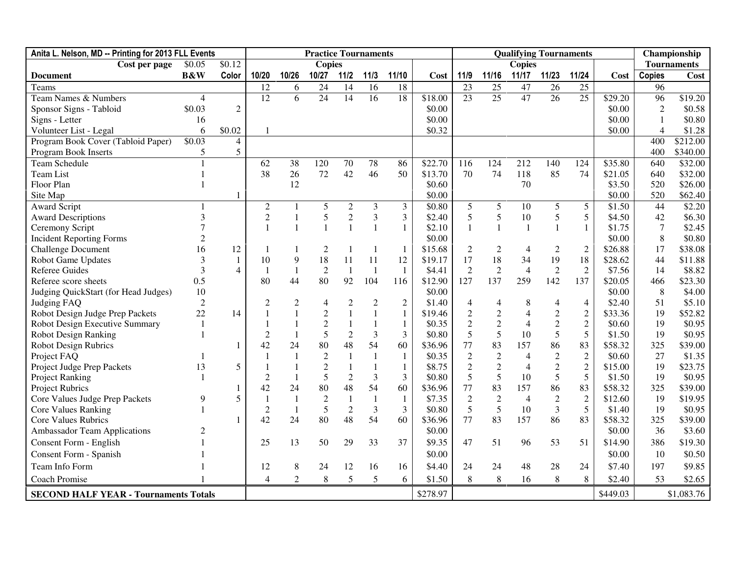| Anita L. Nelson, MD -- Printing for 2013 FLL Events | | | Practice Tournaments | | | | | | | Qualifying Tournaments | | | | | | Championship Tournaments | |
|---|---|---|---|---|---|---|---|---|---|---|---|---|---|---|---|---|---|
| Cost per page | $0.05 | $0.12 | Copies | | | | | | | Copies | | | | | | | |
| **Document** | **B&W** | **Color** | **10/20** | **10/26** | **10/27** | **11/2** | **11/3** | **11/10** | **Cost** | **11/9** | **11/16** | **11/17** | **11/23** | **11/24** | **Cost** | **Copies** | **Cost** |
| Teams | | | 12 | 6 | 24 | 14 | 16 | 18 | | 23 | 25 | 47 | 26 | 25 | | 96 | |
| Team Names & Numbers | 4 | | 12 | 6 | 24 | 14 | 16 | 18 | $18.00 | 23 | 25 | 47 | 26 | 25 | $29.20 | 96 | $19.20 |
| Sponsor Signs - Tabloid | $0.03 | 2 | | | | | | | $0.00 | | | | | | $0.00 | 2 | $0.58 |
| Signs - Letter | 16 | | | | | | | | $0.00 | | | | | | $0.00 | 1 | $0.80 |
| Volunteer List - Legal | 6 | $0.02 | 1 | | | | | | $0.32 | | | | | | $0.00 | 4 | $1.28 |
| Program Book Cover (Tabloid Paper) | $0.03 | 4 | | | | | | | | | | | | | | 400 | $212.00 |
| Program Book Inserts | 5 | 5 | | | | | | | | | | | | | | 400 | $340.00 |
| Team Schedule | 1 | | 62 | 38 | 120 | 70 | 78 | 86 | $22.70 | 116 | 124 | 212 | 140 | 124 | $35.80 | 640 | $32.00 |
| Team List | 1 | | 38 | 26 | 72 | 42 | 46 | 50 | $13.70 | 70 | 74 | 118 | 85 | 74 | $21.05 | 640 | $32.00 |
| Floor Plan | 1 | | | 12 | | | | | $0.60 | | | 70 | | | $3.50 | 520 | $26.00 |
| Site Map | | 1 | | | | | | | $0.00 | | | | | | $0.00 | 520 | $62.40 |
| Award Script | 1 | | 2 | 1 | 5 | 2 | 3 | 3 | $0.80 | 5 | 5 | 10 | 5 | 5 | $1.50 | 44 | $2.20 |
| Award Descriptions | 3 | | 2 | 1 | 5 | 2 | 3 | 3 | $2.40 | 5 | 5 | 10 | 5 | 5 | $4.50 | 42 | $6.30 |
| Ceremony Script | 7 | | 1 | 1 | 1 | 1 | 1 | 1 | $2.10 | 1 | 1 | 1 | 1 | 1 | $1.75 | 7 | $2.45 |
| Incident Reporting Forms | 2 | | | | | | | | $0.00 | | | | | | $0.00 | 8 | $0.80 |
| Challenge Document | 16 | 12 | 1 | 1 | 2 | 1 | 1 | 1 | $15.68 | 2 | 2 | 4 | 2 | 2 | $26.88 | 17 | $38.08 |
| Robot Game Updates | 3 | 1 | 10 | 9 | 18 | 11 | 11 | 12 | $19.17 | 17 | 18 | 34 | 19 | 18 | $28.62 | 44 | $11.88 |
| Referee Guides | 3 | 4 | 1 | 1 | 2 | 1 | 1 | 1 | $4.41 | 2 | 2 | 4 | 2 | 2 | $7.56 | 14 | $8.82 |
| Referee score sheets | 0.5 | | 80 | 44 | 80 | 92 | 104 | 116 | $12.90 | 127 | 137 | 259 | 142 | 137 | $20.05 | 466 | $23.30 |
| Judging QuickStart (for Head Judges) | 10 | | | | | | | | $0.00 | | | | | | $0.00 | 8 | $4.00 |
| Judging FAQ | 2 | | 2 | 2 | 4 | 2 | 2 | 2 | $1.40 | 4 | 4 | 8 | 4 | 4 | $2.40 | 51 | $5.10 |
| Robot Design Judge Prep Packets | 22 | 14 | 1 | 1 | 2 | 1 | 1 | 1 | $19.46 | 2 | 2 | 4 | 2 | 2 | $33.36 | 19 | $52.82 |
| Robot Design Executive Summary | 1 | | 1 | 1 | 2 | 1 | 1 | 1 | $0.35 | 2 | 2 | 4 | 2 | 2 | $0.60 | 19 | $0.95 |
| Robot Design Ranking | 1 | | 2 | 1 | 5 | 2 | 3 | 3 | $0.80 | 5 | 5 | 10 | 5 | 5 | $1.50 | 19 | $0.95 |
| Robot Design Rubrics | | 1 | 42 | 24 | 80 | 48 | 54 | 60 | $36.96 | 77 | 83 | 157 | 86 | 83 | $58.32 | 325 | $39.00 |
| Project FAQ | 1 | | 1 | 1 | 2 | 1 | 1 | 1 | $0.35 | 2 | 2 | 4 | 2 | 2 | $0.60 | 27 | $1.35 |
| Project Judge Prep Packets | 13 | 5 | 1 | 1 | 2 | 1 | 1 | 1 | $8.75 | 2 | 2 | 4 | 2 | 2 | $15.00 | 19 | $23.75 |
| Project Ranking | 1 | | 2 | 1 | 5 | 2 | 3 | 3 | $0.80 | 5 | 5 | 10 | 5 | 5 | $1.50 | 19 | $0.95 |
| Project Rubrics | | 1 | 42 | 24 | 80 | 48 | 54 | 60 | $36.96 | 77 | 83 | 157 | 86 | 83 | $58.32 | 325 | $39.00 |
| Core Values Judge Prep Packets | 9 | 5 | 1 | 1 | 2 | 1 | 1 | 1 | $7.35 | 2 | 2 | 4 | 2 | 2 | $12.60 | 19 | $19.95 |
| Core Values Ranking | 1 | | 2 | 1 | 5 | 2 | 3 | 3 | $0.80 | 5 | 5 | 10 | 3 | 5 | $1.40 | 19 | $0.95 |
| Core Values Rubrics | | 1 | 42 | 24 | 80 | 48 | 54 | 60 | $36.96 | 77 | 83 | 157 | 86 | 83 | $58.32 | 325 | $39.00 |
| Ambassador Team Applications | 2 | | | | | | | | $0.00 | | | | | | $0.00 | 36 | $3.60 |
| Consent Form - English | 1 | | 25 | 13 | 50 | 29 | 33 | 37 | $9.35 | 47 | 51 | 96 | 53 | 51 | $14.90 | 386 | $19.30 |
| Consent Form - Spanish | 1 | | | | | | | | $0.00 | | | | | | $0.00 | 10 | $0.50 |
| Team Info Form | 1 | | 12 | 8 | 24 | 12 | 16 | 16 | $4.40 | 24 | 24 | 48 | 28 | 24 | $7.40 | 197 | $9.85 |
| Coach Promise | 1 | | 4 | 2 | 8 | 5 | 5 | 6 | $1.50 | 8 | 8 | 16 | 8 | 8 | $2.40 | 53 | $2.65 |
| **SECOND HALF YEAR - Tournaments Totals** | | | | | | | | | $278.97 | | | | | | $449.03 | | $1,083.76 |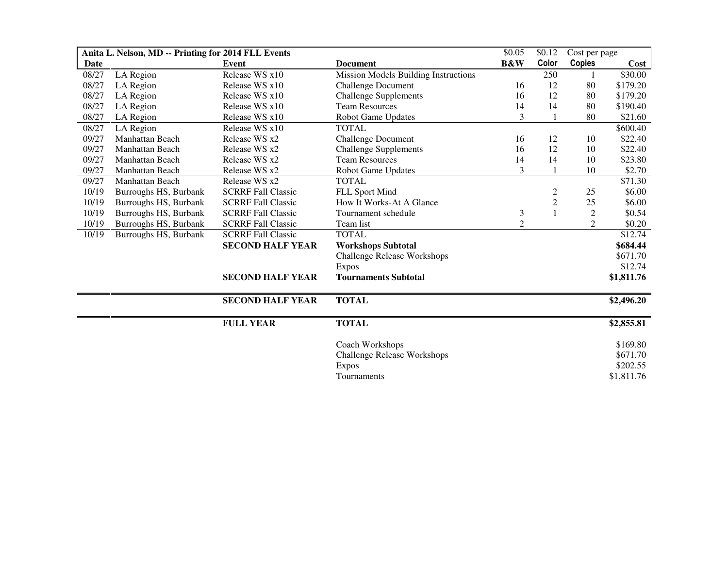| Anita L. Nelson, MD -- Printing for 2014 FLL Events | | | | $0.05 | $0.12 | Cost per page | |
|---|---|---|---|---|---|---|---|
| **Date** | | **Event** | **Document** | **B&W** | **Color** | **Copies** | **Cost** |
| 08/27 | LA Region | Release WS x10 | Mission Models Building Instructions | | 250 | 1 | $30.00 |
| 08/27 | LA Region | Release WS x10 | Challenge Document | 16 | 12 | 80 | $179.20 |
| 08/27 | LA Region | Release WS x10 | Challenge Supplements | 16 | 12 | 80 | $179.20 |
| 08/27 | LA Region | Release WS x10 | Team Resources | 14 | 14 | 80 | $190.40 |
| 08/27 | LA Region | Release WS x10 | Robot Game Updates | 3 | 1 | 80 | $21.60 |
| 08/27 | LA Region | Release WS x10 | TOTAL | | | | $600.40 |
| 09/27 | Manhattan Beach | Release WS x2 | Challenge Document | 16 | 12 | 10 | $22.40 |
| 09/27 | Manhattan Beach | Release WS x2 | Challenge Supplements | 16 | 12 | 10 | $22.40 |
| 09/27 | Manhattan Beach | Release WS x2 | Team Resources | 14 | 14 | 10 | $23.80 |
| 09/27 | Manhattan Beach | Release WS x2 | Robot Game Updates | 3 | 1 | 10 | $2.70 |
| 09/27 | Manhattan Beach | Release WS x2 | TOTAL | | | | $71.30 |
| 10/19 | Burroughs HS, Burbank | SCRRF Fall Classic | FLL Sport Mind | | 2 | 25 | $6.00 |
| 10/19 | Burroughs HS, Burbank | SCRRF Fall Classic | How It Works-At A Glance | | 2 | 25 | $6.00 |
| 10/19 | Burroughs HS, Burbank | SCRRF Fall Classic | Tournament schedule | 3 | 1 | 2 | $0.54 |
| 10/19 | Burroughs HS, Burbank | SCRRF Fall Classic | Team list | 2 | | 2 | $0.20 |
| 10/19 | Burroughs HS, Burbank | SCRRF Fall Classic | TOTAL | | | | $12.74 |
| | | **SECOND HALF YEAR** | **Workshops Subtotal** | | | | **$684.44** |
| | | | Challenge Release Workshops | | | | $671.70 |
| | | | Expos | | | | $12.74 |
| | | **SECOND HALF YEAR** | **Tournaments Subtotal** | | | | **$1,811.76** |
| | | **SECOND HALF YEAR** | **TOTAL** | | | | **$2,496.20** |
| | | **FULL YEAR** | **TOTAL** | | | | **$2,855.81** |
| | | | Coach Workshops | | | | $169.80 |
| | | | Challenge Release Workshops | | | | $671.70 |
| | | | Expos | | | | $202.55 |
| | | | Tournaments | | | | $1,811.76 |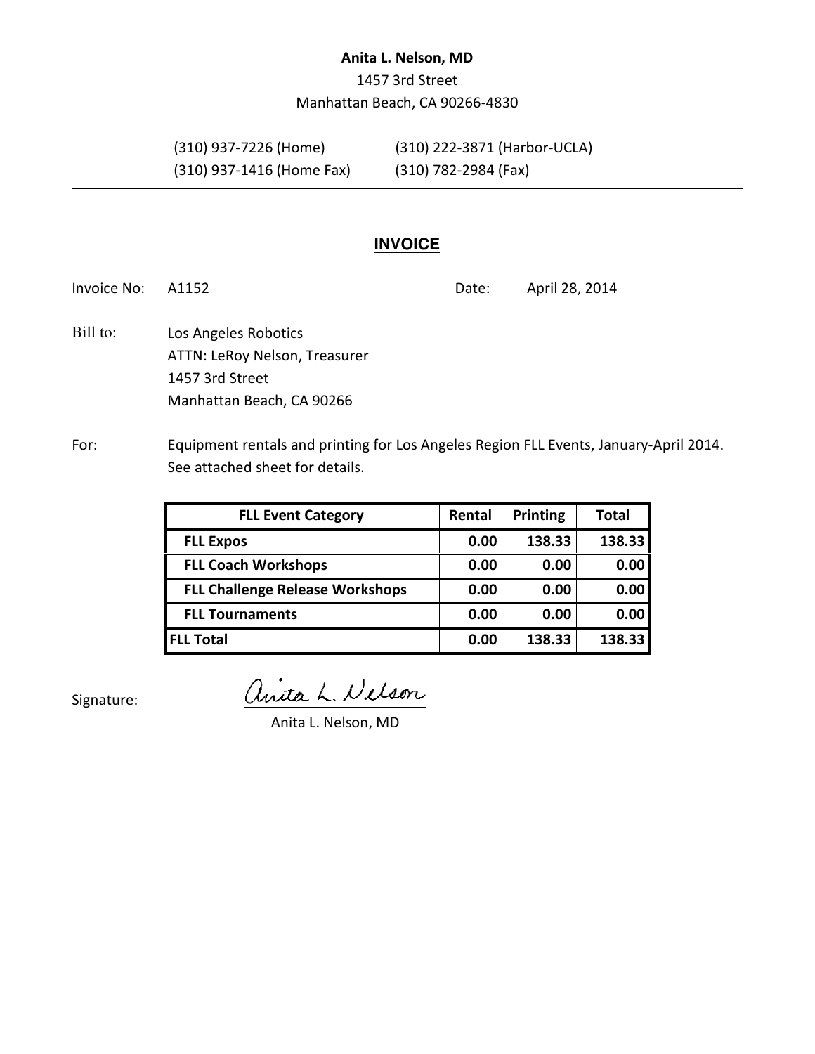**Anita L. Nelson, MD**

1457 3rd Street

Manhattan Beach, CA 90266-4830

(310) 937-7226 (Home) (310) 222-3871 (Harbor-UCLA)

(310) 937-1416 (Home Fax) (310) 782-2984 (Fax)

---

## INVOICE

Invoice No: A1152 Date: April 28, 2014

Bill to: Los Angeles Robotics
ATTN: LeRoy Nelson, Treasurer
1457 3rd Street
Manhattan Beach, CA 90266

For: Equipment rentals and printing for Los Angeles Region FLL Events, January-April 2014. See attached sheet for details.

| FLL Event Category | Rental | Printing | Total |
|---|---|---|---|
| **FLL Expos** | **0.00** | **138.33** | **138.33** |
| **FLL Coach Workshops** | **0.00** | **0.00** | **0.00** |
| **FLL Challenge Release Workshops** | **0.00** | **0.00** | **0.00** |
| **FLL Tournaments** | **0.00** | **0.00** | **0.00** |
| **FLL Total** | **0.00** | **138.33** | **138.33** |

Signature: Anita L. Nelson

Anita L. Nelson, MD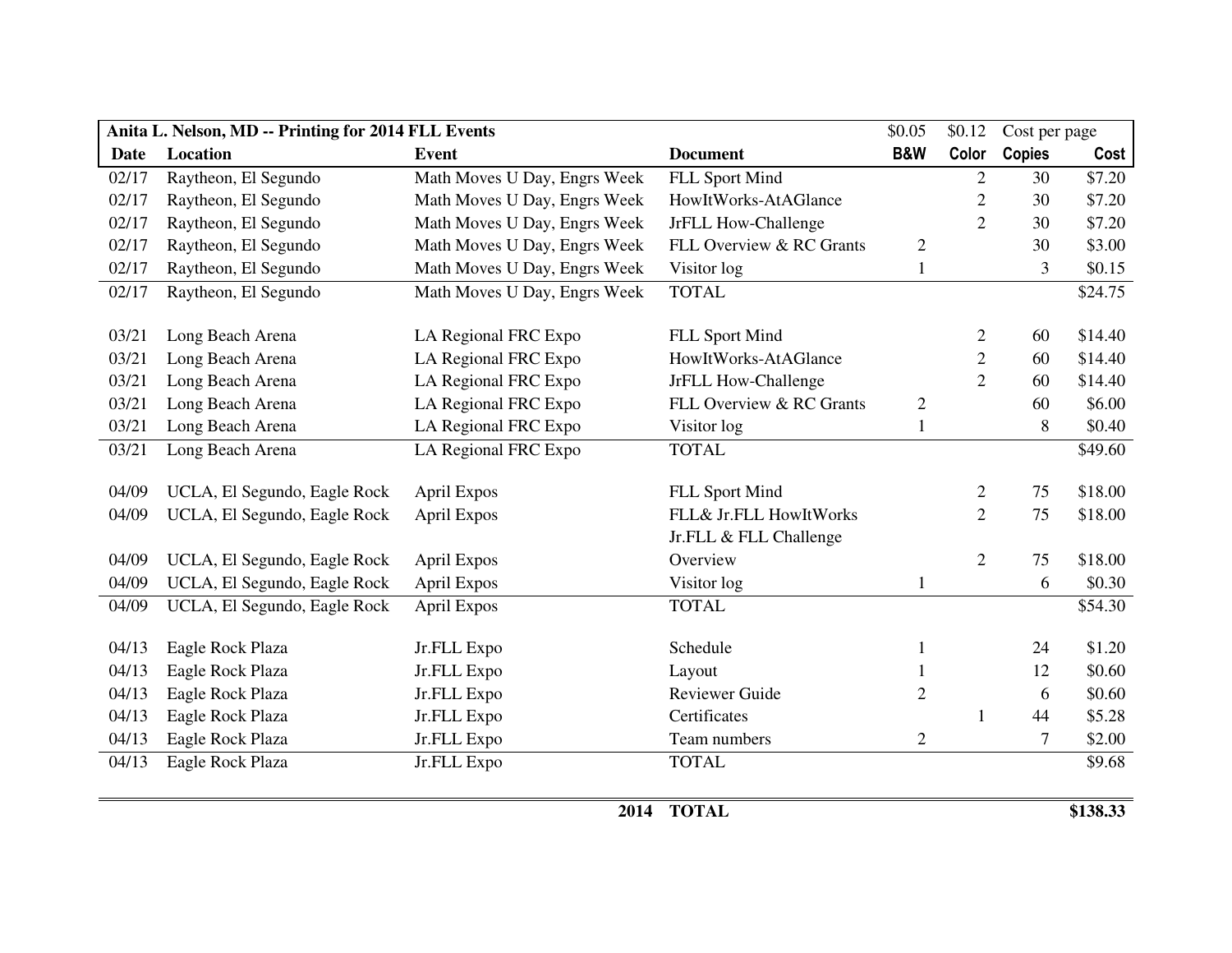| Anita L. Nelson, MD -- Printing for 2014 FLL Events | | | | $0.05 | $0.12 | Cost per page | |
|---|---|---|---|---|---|---|---|
| **Date** | **Location** | **Event** | **Document** | **B&W** | **Color** | **Copies** | **Cost** |
| 02/17 | Raytheon, El Segundo | Math Moves U Day, Engrs Week | FLL Sport Mind | | 2 | 30 | $7.20 |
| 02/17 | Raytheon, El Segundo | Math Moves U Day, Engrs Week | HowItWorks-AtAGlance | | 2 | 30 | $7.20 |
| 02/17 | Raytheon, El Segundo | Math Moves U Day, Engrs Week | JrFLL How-Challenge | | 2 | 30 | $7.20 |
| 02/17 | Raytheon, El Segundo | Math Moves U Day, Engrs Week | FLL Overview & RC Grants | 2 | | 30 | $3.00 |
| 02/17 | Raytheon, El Segundo | Math Moves U Day, Engrs Week | Visitor log | 1 | | 3 | $0.15 |
| 02/17 | Raytheon, El Segundo | Math Moves U Day, Engrs Week | TOTAL | | | | $24.75 |
| | | | | | | | |
| 03/21 | Long Beach Arena | LA Regional FRC Expo | FLL Sport Mind | | 2 | 60 | $14.40 |
| 03/21 | Long Beach Arena | LA Regional FRC Expo | HowItWorks-AtAGlance | | 2 | 60 | $14.40 |
| 03/21 | Long Beach Arena | LA Regional FRC Expo | JrFLL How-Challenge | | 2 | 60 | $14.40 |
| 03/21 | Long Beach Arena | LA Regional FRC Expo | FLL Overview & RC Grants | 2 | | 60 | $6.00 |
| 03/21 | Long Beach Arena | LA Regional FRC Expo | Visitor log | 1 | | 8 | $0.40 |
| 03/21 | Long Beach Arena | LA Regional FRC Expo | TOTAL | | | | $49.60 |
| | | | | | | | |
| 04/09 | UCLA, El Segundo, Eagle Rock | April Expos | FLL Sport Mind | | 2 | 75 | $18.00 |
| 04/09 | UCLA, El Segundo, Eagle Rock | April Expos | FLL& Jr.FLL HowItWorks | | 2 | 75 | $18.00 |
| 04/09 | UCLA, El Segundo, Eagle Rock | April Expos | Jr.FLL & FLL Challenge Overview | | 2 | 75 | $18.00 |
| 04/09 | UCLA, El Segundo, Eagle Rock | April Expos | Visitor log | 1 | | 6 | $0.30 |
| 04/09 | UCLA, El Segundo, Eagle Rock | April Expos | TOTAL | | | | $54.30 |
| | | | | | | | |
| 04/13 | Eagle Rock Plaza | Jr.FLL Expo | Schedule | 1 | | 24 | $1.20 |
| 04/13 | Eagle Rock Plaza | Jr.FLL Expo | Layout | 1 | | 12 | $0.60 |
| 04/13 | Eagle Rock Plaza | Jr.FLL Expo | Reviewer Guide | 2 | | 6 | $0.60 |
| 04/13 | Eagle Rock Plaza | Jr.FLL Expo | Certificates | | 1 | 44 | $5.28 |
| 04/13 | Eagle Rock Plaza | Jr.FLL Expo | Team numbers | 2 | | 7 | $2.00 |
| 04/13 | Eagle Rock Plaza | Jr.FLL Expo | TOTAL | | | | $9.68 |
| | | | | | | | |
| | | **2014** | **TOTAL** | | | | **$138.33** |